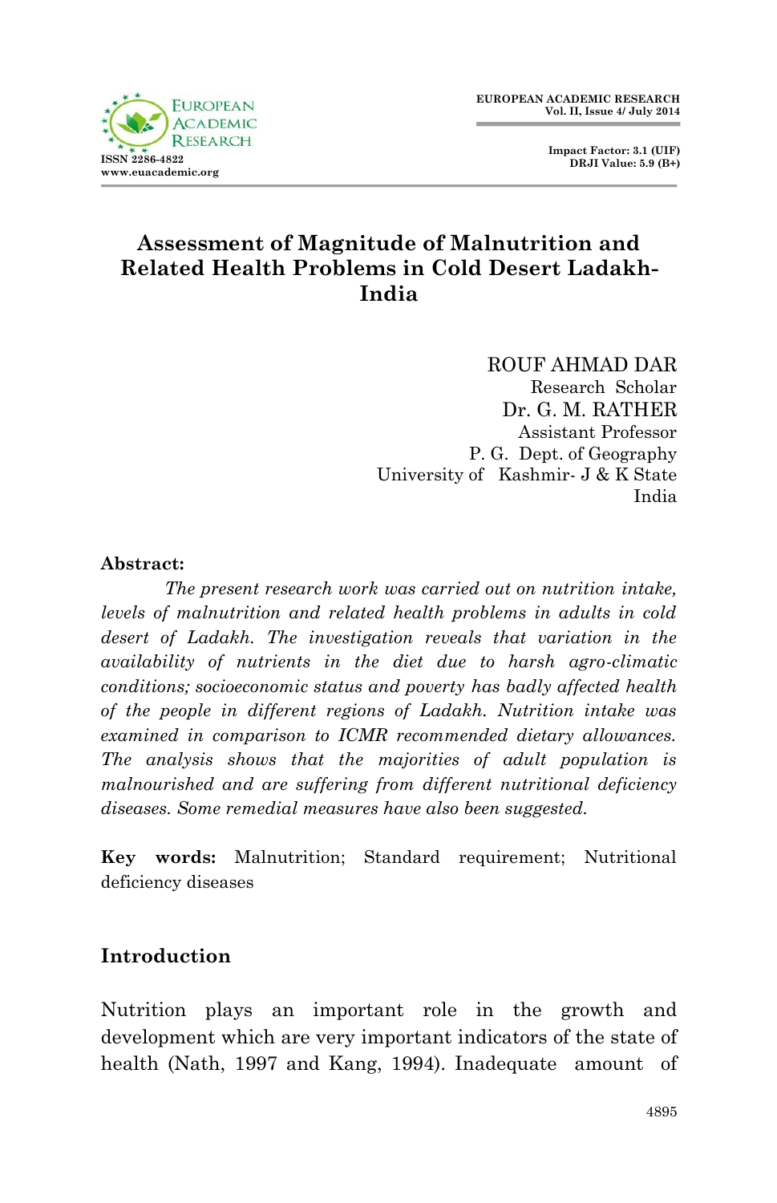# Assessment of Magnitude of Malnutrition and Related Health Problems in Cold Desert Ladakh-India

ROUF AHMAD DAR
Research Scholar
Dr. G. M. RATHER
Assistant Professor
P. G. Dept. of Geography
University of Kashmir- J & K State
India

**Abstract:**

*The present research work was carried out on nutrition intake, levels of malnutrition and related health problems in adults in cold desert of Ladakh. The investigation reveals that variation in the availability of nutrients in the diet due to harsh agro-climatic conditions; socioeconomic status and poverty has badly affected health of the people in different regions of Ladakh. Nutrition intake was examined in comparison to ICMR recommended dietary allowances. The analysis shows that the majorities of adult population is malnourished and are suffering from different nutritional deficiency diseases. Some remedial measures have also been suggested.*

**Key words:** Malnutrition; Standard requirement; Nutritional deficiency diseases

## Introduction

Nutrition plays an important role in the growth and development which are very important indicators of the state of health (Nath, 1997 and Kang, 1994). Inadequate amount of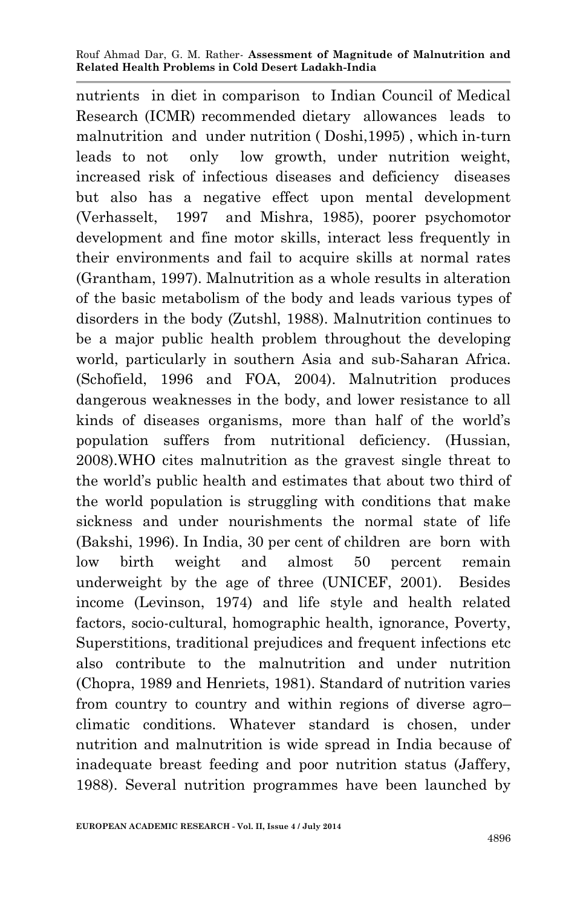nutrients in diet in comparison to Indian Council of Medical Research (ICMR) recommended dietary allowances leads to malnutrition and under nutrition ( Doshi,1995) , which in-turn leads to not only low growth, under nutrition weight, increased risk of infectious diseases and deficiency diseases but also has a negative effect upon mental development (Verhasselt, 1997 and Mishra, 1985), poorer psychomotor development and fine motor skills, interact less frequently in their environments and fail to acquire skills at normal rates (Grantham, 1997). Malnutrition as a whole results in alteration of the basic metabolism of the body and leads various types of disorders in the body (Zutshl, 1988). Malnutrition continues to be a major public health problem throughout the developing world, particularly in southern Asia and sub-Saharan Africa. (Schofield, 1996 and FOA, 2004). Malnutrition produces dangerous weaknesses in the body, and lower resistance to all kinds of diseases organisms, more than half of the world's population suffers from nutritional deficiency. (Hussian, 2008).WHO cites malnutrition as the gravest single threat to the world's public health and estimates that about two third of the world population is struggling with conditions that make sickness and under nourishments the normal state of life (Bakshi, 1996). In India, 30 per cent of children are born with low birth weight and almost 50 percent remain underweight by the age of three (UNICEF, 2001). Besides income (Levinson, 1974) and life style and health related factors, socio-cultural, homographic health, ignorance, Poverty, Superstitions, traditional prejudices and frequent infections etc also contribute to the malnutrition and under nutrition (Chopra, 1989 and Henriets, 1981). Standard of nutrition varies from country to country and within regions of diverse agro–climatic conditions. Whatever standard is chosen, under nutrition and malnutrition is wide spread in India because of inadequate breast feeding and poor nutrition status (Jaffery, 1988). Several nutrition programmes have been launched by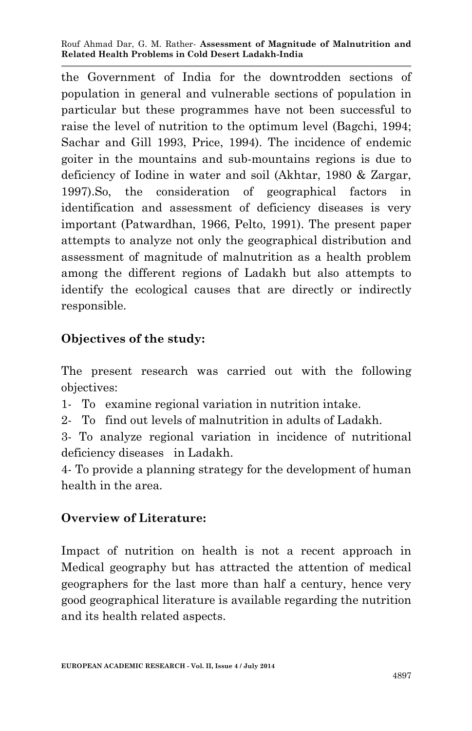the Government of India for the downtrodden sections of population in general and vulnerable sections of population in particular but these programmes have not been successful to raise the level of nutrition to the optimum level (Bagchi, 1994; Sachar and Gill 1993, Price, 1994). The incidence of endemic goiter in the mountains and sub-mountains regions is due to deficiency of Iodine in water and soil (Akhtar, 1980 & Zargar, 1997).So, the consideration of geographical factors in identification and assessment of deficiency diseases is very important (Patwardhan, 1966, Pelto, 1991). The present paper attempts to analyze not only the geographical distribution and assessment of magnitude of malnutrition as a health problem among the different regions of Ladakh but also attempts to identify the ecological causes that are directly or indirectly responsible.

**Objectives of the study:**

The present research was carried out with the following objectives:

1- To examine regional variation in nutrition intake.
2- To find out levels of malnutrition in adults of Ladakh.
3- To analyze regional variation in incidence of nutritional deficiency diseases in Ladakh.
4- To provide a planning strategy for the development of human health in the area.

**Overview of Literature:**

Impact of nutrition on health is not a recent approach in Medical geography but has attracted the attention of medical geographers for the last more than half a century, hence very good geographical literature is available regarding the nutrition and its health related aspects.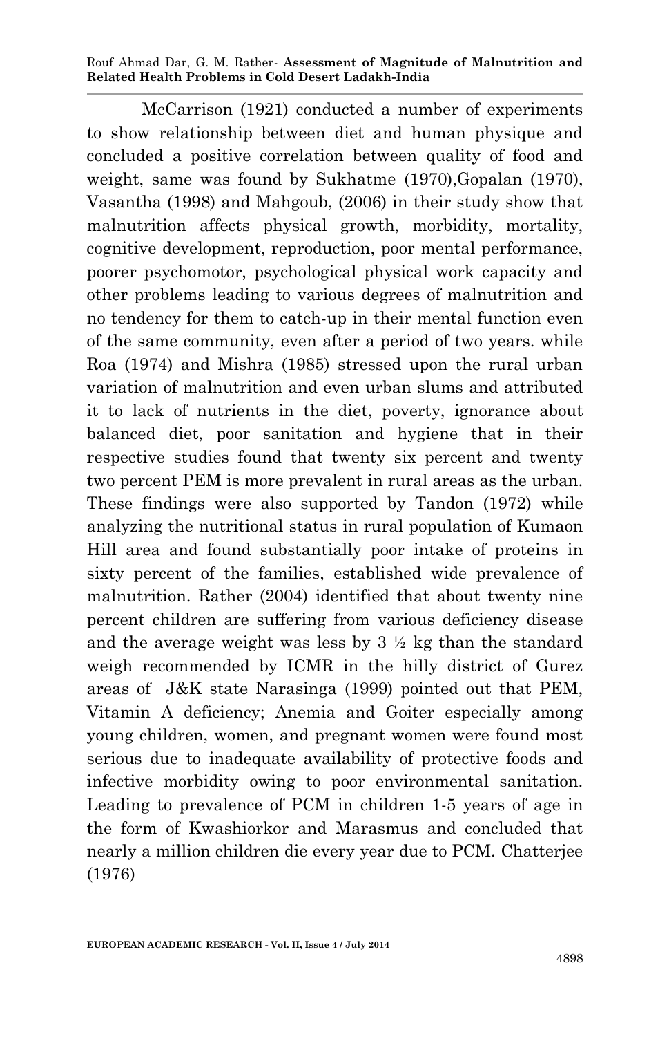McCarrison (1921) conducted a number of experiments to show relationship between diet and human physique and concluded a positive correlation between quality of food and weight, same was found by Sukhatme (1970),Gopalan (1970), Vasantha (1998) and Mahgoub, (2006) in their study show that malnutrition affects physical growth, morbidity, mortality, cognitive development, reproduction, poor mental performance, poorer psychomotor, psychological physical work capacity and other problems leading to various degrees of malnutrition and no tendency for them to catch-up in their mental function even of the same community, even after a period of two years. while Roa (1974) and Mishra (1985) stressed upon the rural urban variation of malnutrition and even urban slums and attributed it to lack of nutrients in the diet, poverty, ignorance about balanced diet, poor sanitation and hygiene that in their respective studies found that twenty six percent and twenty two percent PEM is more prevalent in rural areas as the urban. These findings were also supported by Tandon (1972) while analyzing the nutritional status in rural population of Kumaon Hill area and found substantially poor intake of proteins in sixty percent of the families, established wide prevalence of malnutrition. Rather (2004) identified that about twenty nine percent children are suffering from various deficiency disease and the average weight was less by 3 ½ kg than the standard weigh recommended by ICMR in the hilly district of Gurez areas of J&K state Narasinga (1999) pointed out that PEM, Vitamin A deficiency; Anemia and Goiter especially among young children, women, and pregnant women were found most serious due to inadequate availability of protective foods and infective morbidity owing to poor environmental sanitation. Leading to prevalence of PCM in children 1-5 years of age in the form of Kwashiorkor and Marasmus and concluded that nearly a million children die every year due to PCM. Chatterjee (1976)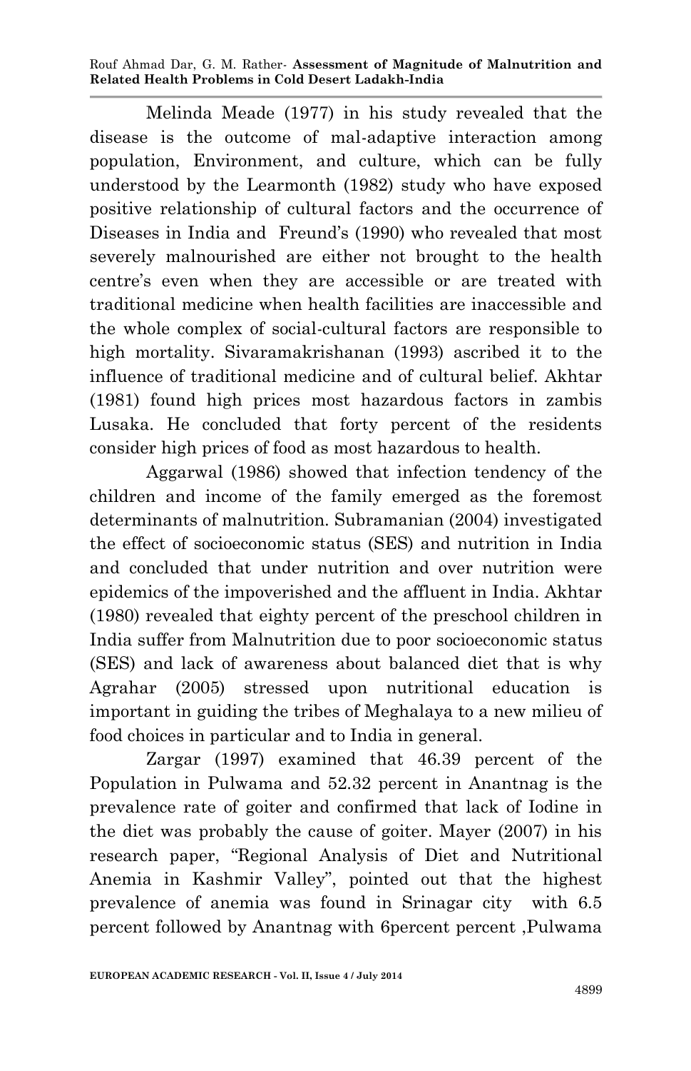Melinda Meade (1977) in his study revealed that the disease is the outcome of mal-adaptive interaction among population, Environment, and culture, which can be fully understood by the Learmonth (1982) study who have exposed positive relationship of cultural factors and the occurrence of Diseases in India and Freund's (1990) who revealed that most severely malnourished are either not brought to the health centre's even when they are accessible or are treated with traditional medicine when health facilities are inaccessible and the whole complex of social-cultural factors are responsible to high mortality. Sivaramakrishanan (1993) ascribed it to the influence of traditional medicine and of cultural belief. Akhtar (1981) found high prices most hazardous factors in zambis Lusaka. He concluded that forty percent of the residents consider high prices of food as most hazardous to health.

Aggarwal (1986) showed that infection tendency of the children and income of the family emerged as the foremost determinants of malnutrition. Subramanian (2004) investigated the effect of socioeconomic status (SES) and nutrition in India and concluded that under nutrition and over nutrition were epidemics of the impoverished and the affluent in India. Akhtar (1980) revealed that eighty percent of the preschool children in India suffer from Malnutrition due to poor socioeconomic status (SES) and lack of awareness about balanced diet that is why Agrahar (2005) stressed upon nutritional education is important in guiding the tribes of Meghalaya to a new milieu of food choices in particular and to India in general.

Zargar (1997) examined that 46.39 percent of the Population in Pulwama and 52.32 percent in Anantnag is the prevalence rate of goiter and confirmed that lack of Iodine in the diet was probably the cause of goiter. Mayer (2007) in his research paper, "Regional Analysis of Diet and Nutritional Anemia in Kashmir Valley", pointed out that the highest prevalence of anemia was found in Srinagar city with 6.5 percent followed by Anantnag with 6percent percent ,Pulwama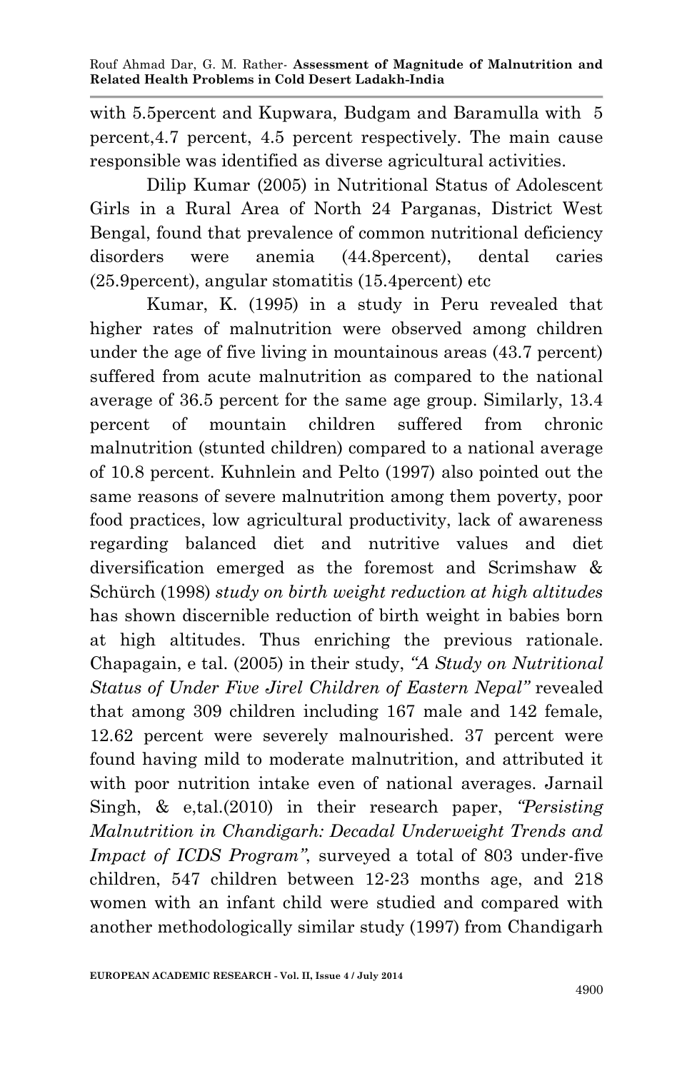with 5.5percent and Kupwara, Budgam and Baramulla with 5 percent,4.7 percent, 4.5 percent respectively. The main cause responsible was identified as diverse agricultural activities.

Dilip Kumar (2005) in Nutritional Status of Adolescent Girls in a Rural Area of North 24 Parganas, District West Bengal, found that prevalence of common nutritional deficiency disorders were anemia (44.8percent), dental caries (25.9percent), angular stomatitis (15.4percent) etc

Kumar, K. (1995) in a study in Peru revealed that higher rates of malnutrition were observed among children under the age of five living in mountainous areas (43.7 percent) suffered from acute malnutrition as compared to the national average of 36.5 percent for the same age group. Similarly, 13.4 percent of mountain children suffered from chronic malnutrition (stunted children) compared to a national average of 10.8 percent. Kuhnlein and Pelto (1997) also pointed out the same reasons of severe malnutrition among them poverty, poor food practices, low agricultural productivity, lack of awareness regarding balanced diet and nutritive values and diet diversification emerged as the foremost and Scrimshaw & Schürch (1998) *study on birth weight reduction at high altitudes* has shown discernible reduction of birth weight in babies born at high altitudes. Thus enriching the previous rationale. Chapagain, e tal. (2005) in their study, *"A Study on Nutritional Status of Under Five Jirel Children of Eastern Nepal"* revealed that among 309 children including 167 male and 142 female, 12.62 percent were severely malnourished. 37 percent were found having mild to moderate malnutrition, and attributed it with poor nutrition intake even of national averages. Jarnail Singh, & e,tal.(2010) in their research paper, *"Persisting Malnutrition in Chandigarh: Decadal Underweight Trends and Impact of ICDS Program"*, surveyed a total of 803 under-five children, 547 children between 12-23 months age, and 218 women with an infant child were studied and compared with another methodologically similar study (1997) from Chandigarh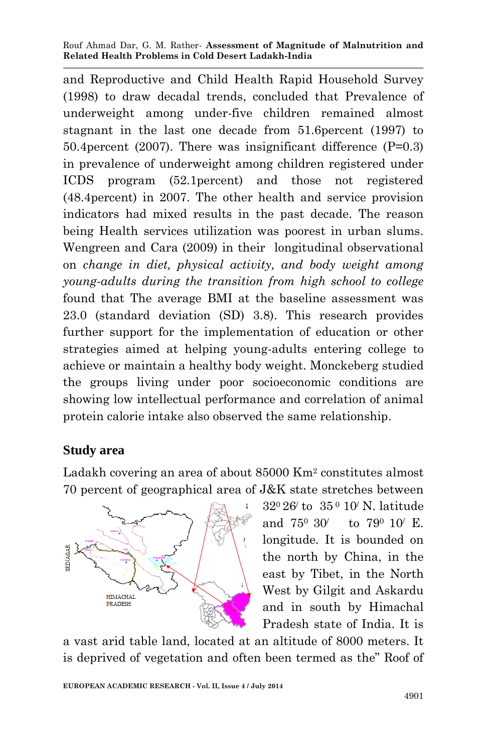and Reproductive and Child Health Rapid Household Survey (1998) to draw decadal trends, concluded that Prevalence of underweight among under-five children remained almost stagnant in the last one decade from 51.6percent (1997) to 50.4percent (2007). There was insignificant difference (P=0.3) in prevalence of underweight among children registered under ICDS program (52.1percent) and those not registered (48.4percent) in 2007. The other health and service provision indicators had mixed results in the past decade. The reason being Health services utilization was poorest in urban slums. Wengreen and Cara (2009) in their longitudinal observational on *change in diet, physical activity, and body weight among young-adults during the transition from high school to college* found that The average BMI at the baseline assessment was 23.0 (standard deviation (SD) 3.8). This research provides further support for the implementation of education or other strategies aimed at helping young-adults entering college to achieve or maintain a healthy body weight. Monckeberg studied the groups living under poor socioeconomic conditions are showing low intellectual performance and correlation of animal protein calorie intake also observed the same relationship.

## Study area

Ladakh covering an area of about 85000 Km$^2$ constitutes almost 70 percent of geographical area of J&K state stretches between $32^0 26'$ to $35^0 10'$ N. latitude and $75^0 30'$ to $79^0 10'$ E. longitude. It is bounded on the north by China, in the east by Tibet, in the North West by Gilgit and Askardu and in south by Himachal Pradesh state of India. It is a vast arid table land, located at an altitude of 8000 meters. It is deprived of vegetation and often been termed as the" Roof of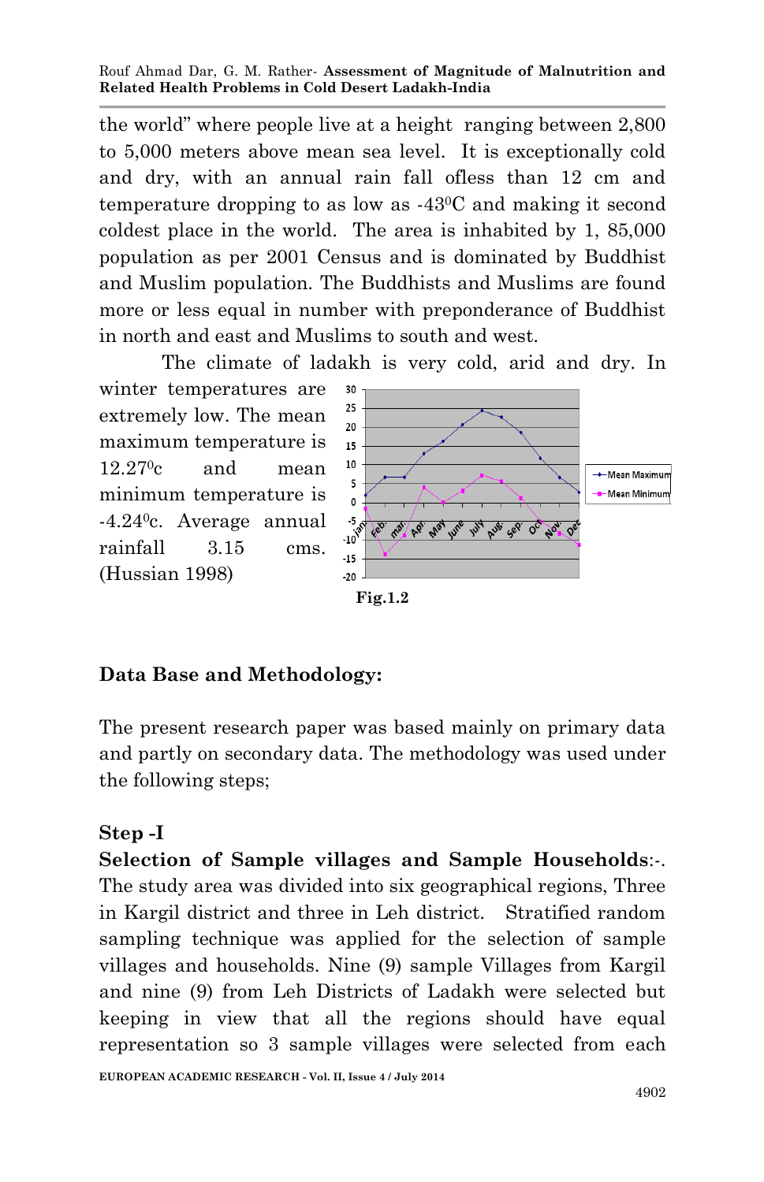the world" where people live at a height ranging between 2,800 to 5,000 meters above mean sea level. It is exceptionally cold and dry, with an annual rain fall ofless than 12 cm and temperature dropping to as low as -43$^0$C and making it second coldest place in the world. The area is inhabited by 1, 85,000 population as per 2001 Census and is dominated by Buddhist and Muslim population. The Buddhists and Muslims are found more or less equal in number with preponderance of Buddhist in north and east and Muslims to south and west.

The climate of ladakh is very cold, arid and dry. In winter temperatures are extremely low. The mean maximum temperature is 12.27$^0$c and mean minimum temperature is -4.24$^0$c. Average annual rainfall 3.15 cms. (Hussian 1998)

Fig.1.2

## Data Base and Methodology:

The present research paper was based mainly on primary data and partly on secondary data. The methodology was used under the following steps;

### Step -I

**Selection of Sample villages and Sample Households**:-. The study area was divided into six geographical regions, Three in Kargil district and three in Leh district. Stratified random sampling technique was applied for the selection of sample villages and households. Nine (9) sample Villages from Kargil and nine (9) from Leh Districts of Ladakh were selected but keeping in view that all the regions should have equal representation so 3 sample villages were selected from each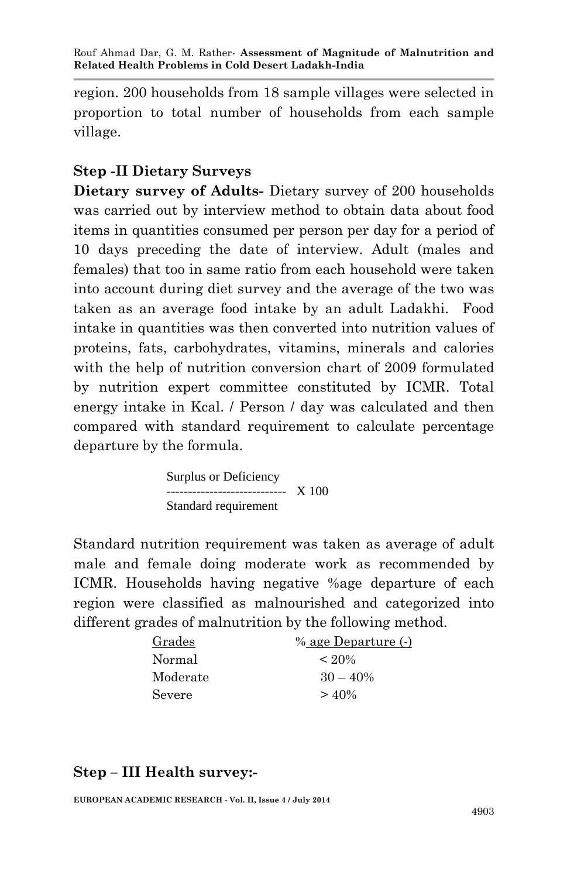region. 200 households from 18 sample villages were selected in proportion to total number of households from each sample village.

### Step -II Dietary Surveys

**Dietary survey of Adults-** Dietary survey of 200 households was carried out by interview method to obtain data about food items in quantities consumed per person per day for a period of 10 days preceding the date of interview. Adult (males and females) that too in same ratio from each household were taken into account during diet survey and the average of the two was taken as an average food intake by an adult Ladakhi. Food intake in quantities was then converted into nutrition values of proteins, fats, carbohydrates, vitamins, minerals and calories with the help of nutrition conversion chart of 2009 formulated by nutrition expert committee constituted by ICMR. Total energy intake in Kcal. / Person / day was calculated and then compared with standard requirement to calculate percentage departure by the formula.

$$\frac{\text{Surplus or Deficiency}}{\text{Standard requirement}} \times 100$$

Standard nutrition requirement was taken as average of adult male and female doing moderate work as recommended by ICMR. Households having negative %age departure of each region were classified as malnourished and categorized into different grades of malnutrition by the following method.

| Grades | % age Departure (-) |
|---|---|
| Normal | < 20% |
| Moderate | 30 – 40% |
| Severe | > 40% |

### Step – III Health survey:-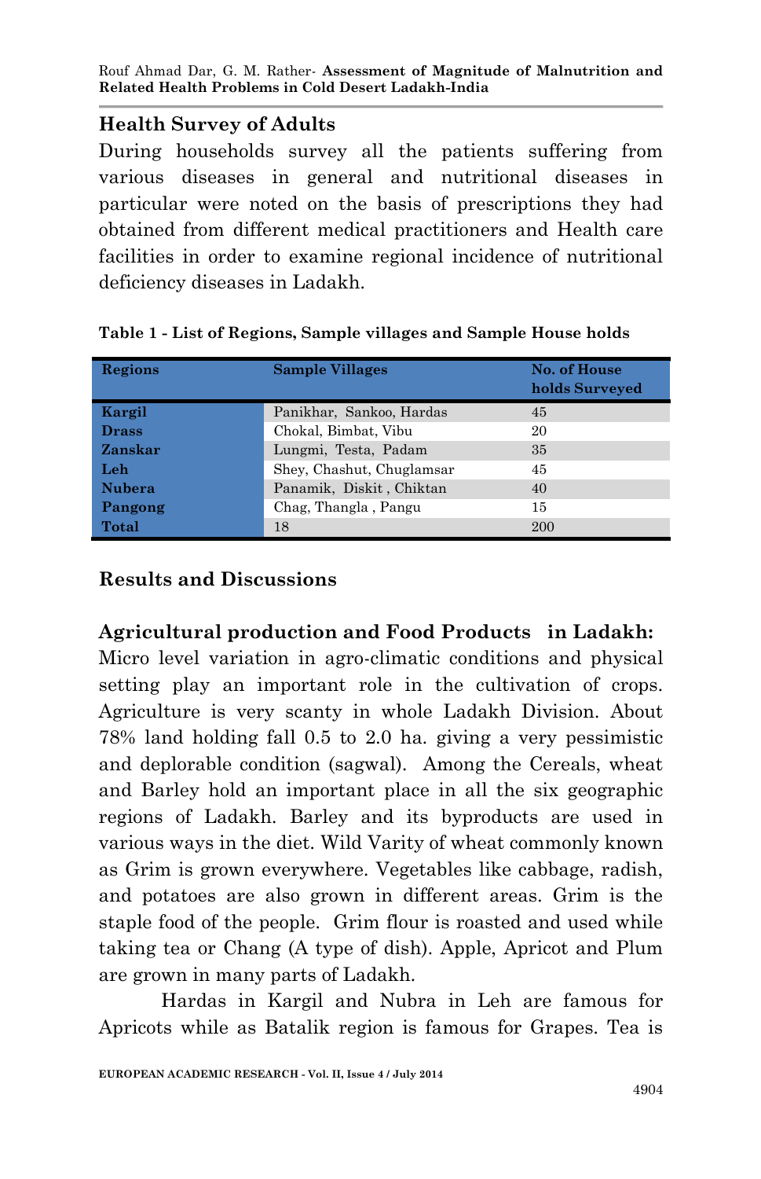## Health Survey of Adults

During households survey all the patients suffering from various diseases in general and nutritional diseases in particular were noted on the basis of prescriptions they had obtained from different medical practitioners and Health care facilities in order to examine regional incidence of nutritional deficiency diseases in Ladakh.

**Table 1 - List of Regions, Sample villages and Sample House holds**

| Regions | Sample Villages | No. of House holds Surveyed |
|---|---|---|
| **Kargil** | Panikhar, Sankoo, Hardas | 45 |
| **Drass** | Chokal, Bimbat, Vibu | 20 |
| **Zanskar** | Lungmi, Testa, Padam | 35 |
| **Leh** | Shey, Chashut, Chuglamsar | 45 |
| **Nubera** | Panamik, Diskit , Chiktan | 40 |
| **Pangong** | Chag, Thangla , Pangu | 15 |
| **Total** | 18 | 200 |

## Results and Discussions

### Agricultural production and Food Products in Ladakh:

Micro level variation in agro-climatic conditions and physical setting play an important role in the cultivation of crops. Agriculture is very scanty in whole Ladakh Division. About 78% land holding fall 0.5 to 2.0 ha. giving a very pessimistic and deplorable condition (sagwal). Among the Cereals, wheat and Barley hold an important place in all the six geographic regions of Ladakh. Barley and its byproducts are used in various ways in the diet. Wild Varity of wheat commonly known as Grim is grown everywhere. Vegetables like cabbage, radish, and potatoes are also grown in different areas. Grim is the staple food of the people. Grim flour is roasted and used while taking tea or Chang (A type of dish). Apple, Apricot and Plum are grown in many parts of Ladakh.

Hardas in Kargil and Nubra in Leh are famous for Apricots while as Batalik region is famous for Grapes. Tea is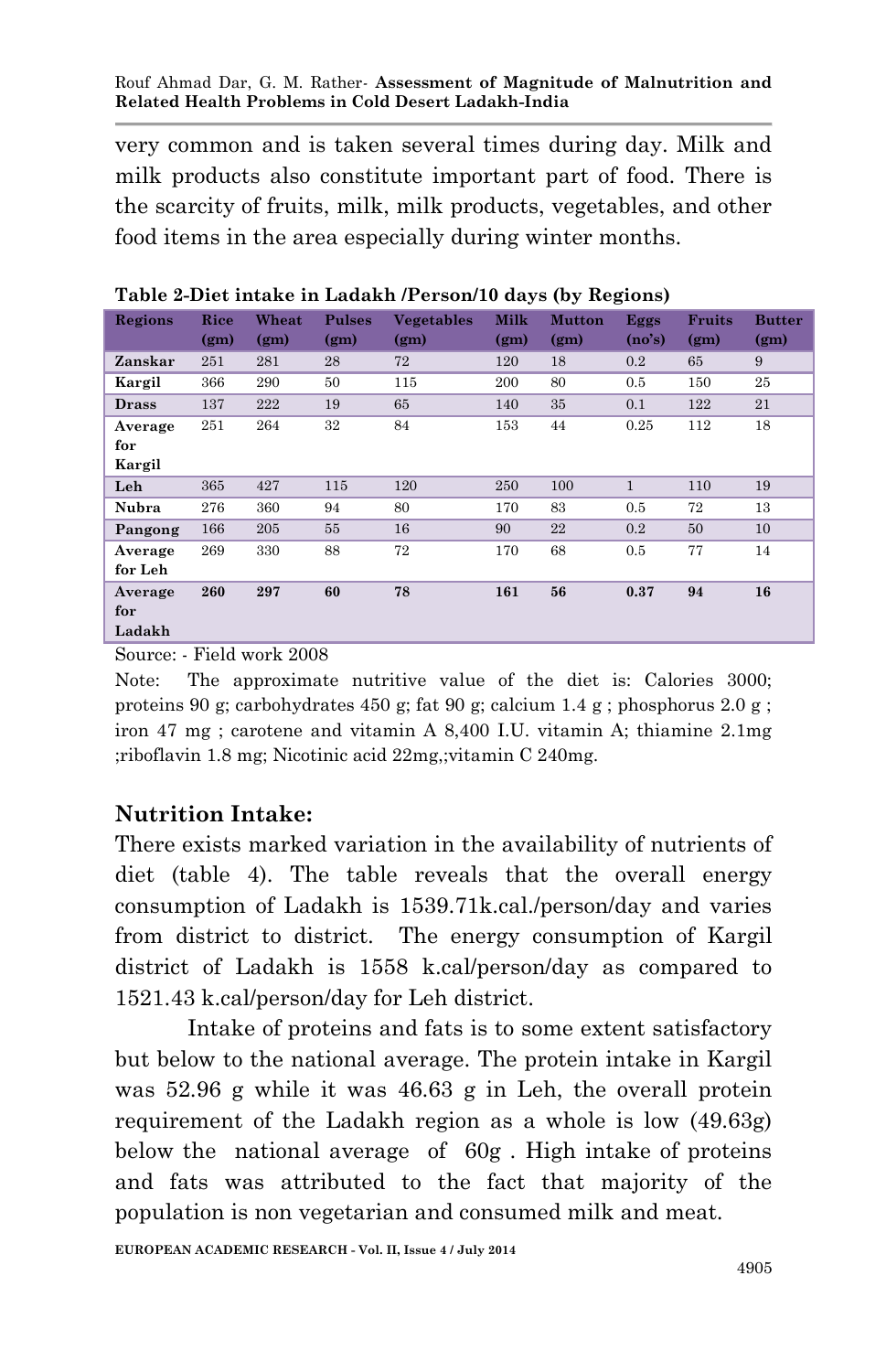very common and is taken several times during day. Milk and milk products also constitute important part of food. There is the scarcity of fruits, milk, milk products, vegetables, and other food items in the area especially during winter months.

**Table 2-Diet intake in Ladakh /Person/10 days (by Regions)**

| Regions | Rice (gm) | Wheat (gm) | Pulses (gm) | Vegetables (gm) | Milk (gm) | Mutton (gm) | Eggs (no's) | Fruits (gm) | Butter (gm) |
|---|---|---|---|---|---|---|---|---|---|
| **Zanskar** | 251 | 281 | 28 | 72 | 120 | 18 | 0.2 | 65 | 9 |
| **Kargil** | 366 | 290 | 50 | 115 | 200 | 80 | 0.5 | 150 | 25 |
| **Drass** | 137 | 222 | 19 | 65 | 140 | 35 | 0.1 | 122 | 21 |
| **Average for Kargil** | 251 | 264 | 32 | 84 | 153 | 44 | 0.25 | 112 | 18 |
| **Leh** | 365 | 427 | 115 | 120 | 250 | 100 | 1 | 110 | 19 |
| **Nubra** | 276 | 360 | 94 | 80 | 170 | 83 | 0.5 | 72 | 13 |
| **Pangong** | 166 | 205 | 55 | 16 | 90 | 22 | 0.2 | 50 | 10 |
| **Average for Leh** | 269 | 330 | 88 | 72 | 170 | 68 | 0.5 | 77 | 14 |
| **Average for Ladakh** | **260** | **297** | **60** | **78** | **161** | **56** | **0.37** | **94** | **16** |

Source: - Field work 2008

Note: The approximate nutritive value of the diet is: Calories 3000; proteins 90 g; carbohydrates 450 g; fat 90 g; calcium 1.4 g ; phosphorus 2.0 g ; iron 47 mg ; carotene and vitamin A 8,400 I.U. vitamin A; thiamine 2.1mg ;riboflavin 1.8 mg; Nicotinic acid 22mg,;vitamin C 240mg.

## Nutrition Intake:

There exists marked variation in the availability of nutrients of diet (table 4). The table reveals that the overall energy consumption of Ladakh is 1539.71k.cal./person/day and varies from district to district. The energy consumption of Kargil district of Ladakh is 1558 k.cal/person/day as compared to 1521.43 k.cal/person/day for Leh district.

Intake of proteins and fats is to some extent satisfactory but below to the national average. The protein intake in Kargil was 52.96 g while it was 46.63 g in Leh, the overall protein requirement of the Ladakh region as a whole is low (49.63g) below the national average of 60g . High intake of proteins and fats was attributed to the fact that majority of the population is non vegetarian and consumed milk and meat.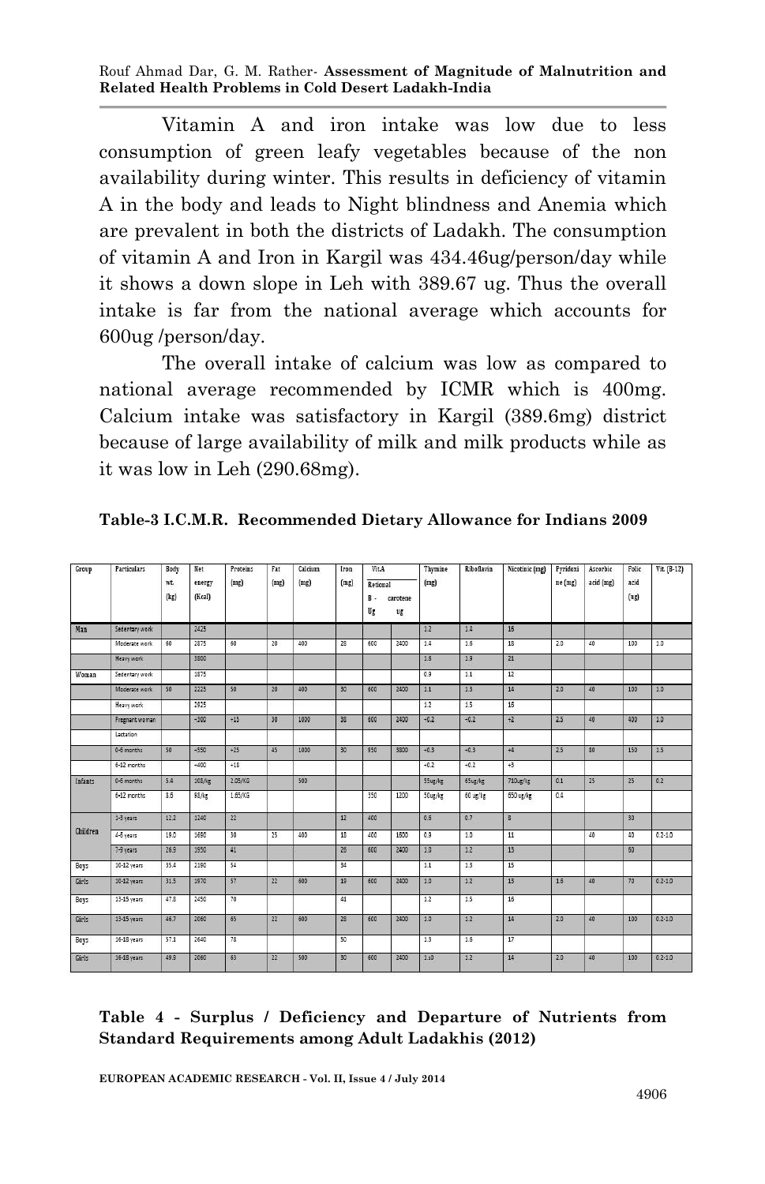Vitamin A and iron intake was low due to less consumption of green leafy vegetables because of the non availability during winter. This results in deficiency of vitamin A in the body and leads to Night blindness and Anemia which are prevalent in both the districts of Ladakh. The consumption of vitamin A and Iron in Kargil was 434.46ug/person/day while it shows a down slope in Leh with 389.67 ug. Thus the overall intake is far from the national average which accounts for 600ug /person/day.

The overall intake of calcium was low as compared to national average recommended by ICMR which is 400mg. Calcium intake was satisfactory in Kargil (389.6mg) district because of large availability of milk and milk products while as it was low in Leh (290.68mg).

**Table-3 I.C.M.R. Recommended Dietary Allowance for Indians 2009**

| Group | Particulars | Body wt. (kg) | Net energy (Kcal) | Proteins (mg) | Fat (mg) | Calcium (mg) | Iron (mg) | Vit.A Retional Ug | Vit.A B - carotene ug | Thymine (mg) | Riboflavin | Nicotinic (mg) | Pyridoxine (mg) | Ascorbic acid (mg) | Folic acid (ug) | Vit. (B-12) |
|---|---|---|---|---|---|---|---|---|---|---|---|---|---|---|---|---|
| Man | Sedentary work | | 2425 | | | | | | | 1.2 | 1.4 | 16 | | | | |
| | Moderate work | 60 | 2875 | 60 | 20 | 400 | 28 | 600 | 2400 | 1.4 | 1.6 | 18 | 2.0 | 40 | 100 | 1.0 |
| | Heavy work | | 3800 | | | | | | | 1.6 | 1.9 | 21 | | | | |
| Woman | Sedentary work | | 1875 | | | | | | | 0.9 | 1.1 | 12 | | | | |
| | Moderate work | 50 | 2225 | 50 | 20 | 400 | 30 | 600 | 2400 | 1.1 | 1.3 | 14 | 2.0 | 40 | 100 | 1.0 |
| | Heavy work | | 2925 | | | | | | | 1.2 | 1.5 | 16 | | | | |
| | Pregnant woman | | +300 | +15 | 30 | 1000 | 38 | 600 | 2400 | +0.2 | +0.2 | +2 | 2.5 | 40 | 400 | 1.0 |
| | Lactation | | | | | | | | | | | | | | | |
| | 0-6 months | 50 | +550 | +25 | 45 | 1000 | 30 | 950 | 3800 | +0.3 | +0.3 | +4 | 2.5 | 80 | 150 | 1.5 |
| | 6-12 months | | +400 | +18 | | | | | | +0.2 | +0.2 | +3 | | | | |
| Infants | 0-6 months | 5.4 | 108/kg | 2.05/KG | | 500 | | | | 55ug/kg | 65ug/kg | 710ug/kg | 0.1 | 25 | 25 | 0.2 |
| | 6-12 months | 8.6 | 98/kg | 1.65/KG | | | | 350 | 1200 | 50ug/kg | 60 ug/kg | 650 ug/kg | 0.4 | | | |
| Children | 1-3 years | 12.2 | 1240 | 22 | | | 12 | 400 | | 0.6 | 0.7 | 8 | | | 30 | |
| | 4-6 years | 19.0 | 1690 | 30 | 25 | 400 | 18 | 400 | 1600 | 0.9 | 1.0 | 11 | | 40 | 40 | 0.2-1.0 |
| | 7-9 years | 26.9 | 1950 | 41 | | | 26 | 600 | 2400 | 1.0 | 1.2 | 13 | | | 60 | |
| Boys | 10-12 years | 35.4 | 2190 | 54 | | | 34 | | | 1.1 | 1.3 | 15 | | | | |
| Girls | 10-12 years | 31.5 | 1970 | 57 | 22 | 600 | 19 | 600 | 2400 | 1.0 | 1.2 | 13 | 1.6 | 40 | 70 | 0.2-1.0 |
| Boys | 13-15 years | 47.8 | 2450 | 70 | | | 41 | | | 1.2 | 1.5 | 16 | | | | |
| Girls | 13-15 years | 46.7 | 2060 | 65 | 22 | 600 | 28 | 600 | 2400 | 1.0 | 1.2 | 14 | 2.0 | 40 | 100 | 0.2-1.0 |
| Boys | 16-18 years | 57.1 | 2640 | 78 | | | 50 | | | 1.3 | 1.6 | 17 | | | | |
| Girls | 16-18 years | 49.9 | 2060 | 63 | 22 | 500 | 30 | 600 | 2400 | 1.0 | 1.2 | 14 | 2.0 | 40 | 100 | 0.2-1.0 |

**Table 4 - Surplus / Deficiency and Departure of Nutrients from Standard Requirements among Adult Ladakhis (2012)**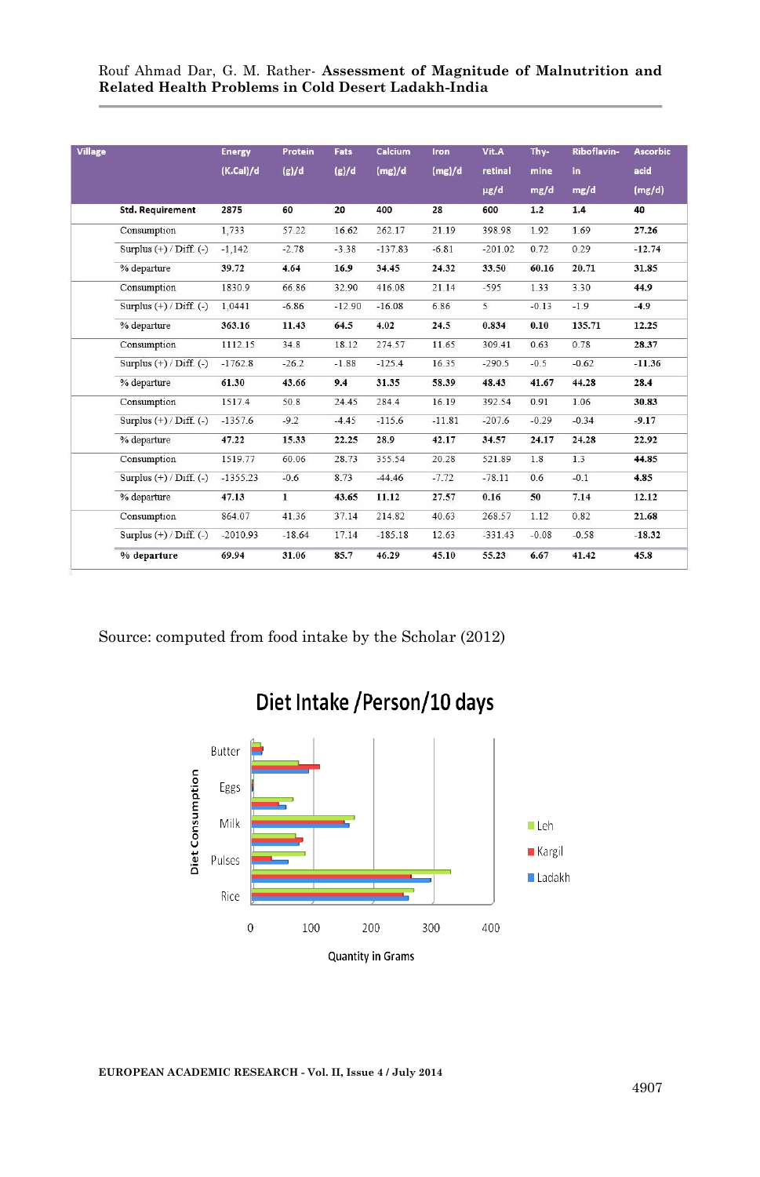| Village | | Energy (K.Cal)/d | Protein (g)/d | Fats (g)/d | Calcium (mg)/d | Iron (mg)/d | Vit.A retinal µg/d | Thy-mine mg/d | Riboflavin-in mg/d | Ascorbic acid (mg/d) |
|---|---|---|---|---|---|---|---|---|---|---|
| | **Std. Requirement** | **2875** | **60** | **20** | **400** | **28** | **600** | **1.2** | **1.4** | **40** |
| | Consumption | 1,733 | 57.22 | 16.62 | 262.17 | 21.19 | 398.98 | 1.92 | 1.69 | **27.26** |
| | Surplus (+) / Diff. (-) | -1,142 | -2.78 | -3.38 | -137.83 | -6.81 | -201.02 | 0.72 | 0.29 | **-12.74** |
| | % departure | **39.72** | **4.64** | **16.9** | **34.45** | **24.32** | **33.50** | **60.16** | **20.71** | **31.85** |
| | Consumption | 1830.9 | 66.86 | 32.90 | 416.08 | 21.14 | -595 | 1.33 | 3.30 | **44.9** |
| | Surplus (+) / Diff. (-) | 1,0441 | -6.86 | -12.90 | -16.08 | 6.86 | 5 | -0.13 | -1.9 | **-4.9** |
| | % departure | **363.16** | **11.43** | **64.5** | **4.02** | **24.5** | **0.834** | **0.10** | **135.71** | **12.25** |
| | Consumption | 1112.15 | 34.8 | 18.12 | 274.57 | 11.65 | 309.41 | 0.63 | 0.78 | **28.37** |
| | Surplus (+) / Diff. (-) | -1762.8 | -26.2 | -1.88 | -125.4 | 16.35 | -290.5 | -0.5 | -0.62 | **-11.36** |
| | % departure | **61.30** | **43.66** | **9.4** | **31.35** | **58.39** | **48.43** | **41.67** | **44.28** | **28.4** |
| | Consumption | 1517.4 | 50.8 | 24.45 | 284.4 | 16.19 | 392.54 | 0.91 | 1.06 | **30.83** |
| | Surplus (+) / Diff. (-) | -1357.6 | -9.2 | -4.45 | -115.6 | -11.81 | -207.6 | -0.29 | -0.34 | **-9.17** |
| | % departure | **47.22** | **15.33** | **22.25** | **28.9** | **42.17** | **34.57** | **24.17** | **24.28** | **22.92** |
| | Consumption | 1519.77 | 60.06 | 28.73 | 355.54 | 20.28 | 521.89 | 1.8 | 1.3 | **44.85** |
| | Surplus (+) / Diff. (-) | -1355.23 | -0.6 | 8.73 | -44.46 | -7.72 | -78.11 | 0.6 | -0.1 | **4.85** |
| | % departure | **47.13** | **1** | **43.65** | **11.12** | **27.57** | **0.16** | **50** | **7.14** | **12.12** |
| | Consumption | 864.07 | 41.36 | 37.14 | 214.82 | 40.63 | 268.57 | 1.12 | 0.82 | 21.68 |
| | Surplus (+) / Diff. (-) | -2010.93 | -18.64 | 17.14 | -185.18 | 12.63 | -331.43 | -0.08 | -0.58 | **-18.32** |
| | **% departure** | **69.94** | **31.06** | **85.7** | **46.29** | **45.10** | **55.23** | **6.67** | **41.42** | **45.8** |

Source: computed from food intake by the Scholar (2012)

Diet Intake /Person/10 days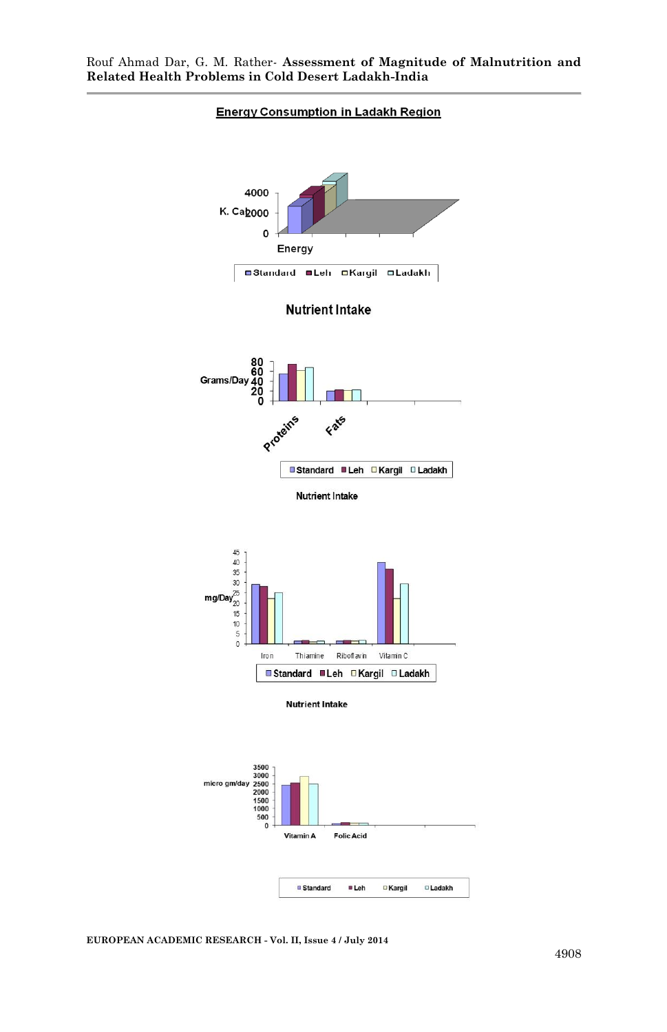Energy Consumption in Ladakh Region

4000

K. Cal 2000

0

Energy

Standard Leh Kargil Ladakh

Nutrient Intake

80
60
Grams/Day 40
20
0

Proteins Fats

Standard Leh Kargil Ladakh

Nutrient Intake

45
40
35
30
mg/Day 25
20
15
10
5
0

Iron Thiamine Riboflavin Vitamin C

Standard Leh Kargil Ladakh

Nutrient Intake

3500
3000
micro gm/day 2500
2000
1500
1000
500
0

Vitamin A Folic Acid

Standard Leh Kargil Ladakh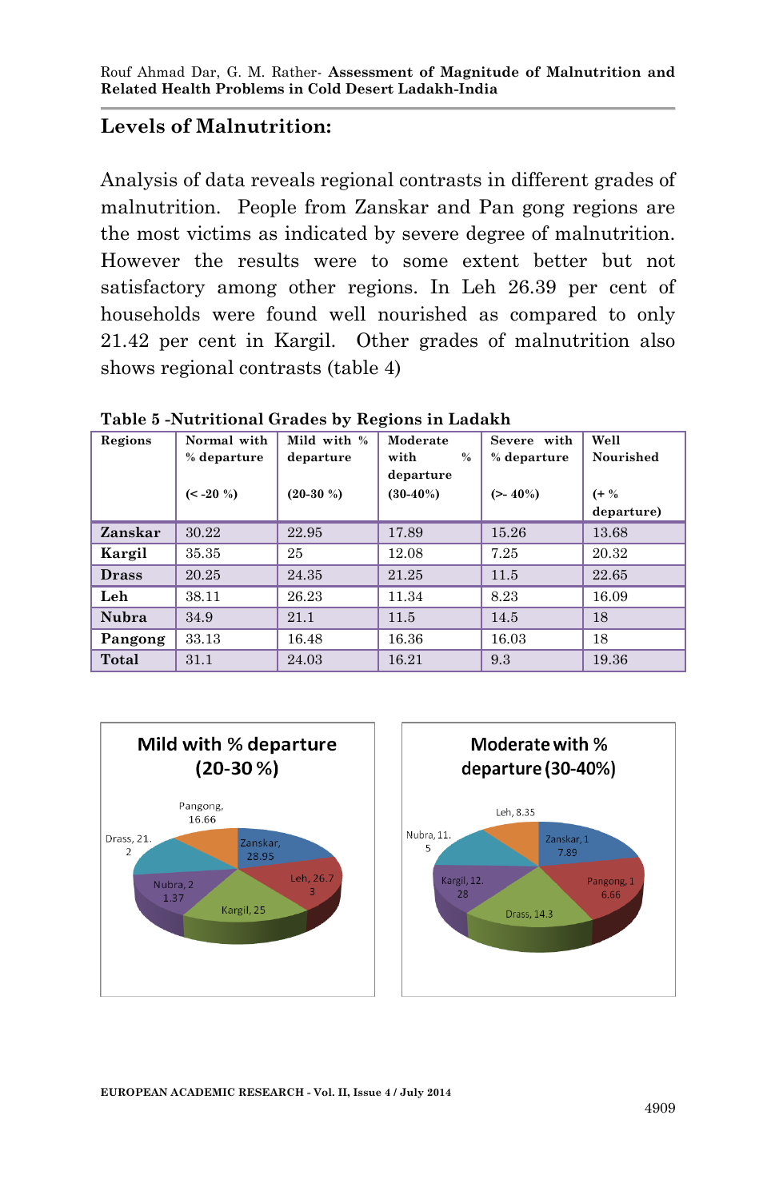## Levels of Malnutrition:

Analysis of data reveals regional contrasts in different grades of malnutrition. People from Zanskar and Pan gong regions are the most victims as indicated by severe degree of malnutrition. However the results were to some extent better but not satisfactory among other regions. In Leh 26.39 per cent of households were found well nourished as compared to only 21.42 per cent in Kargil. Other grades of malnutrition also shows regional contrasts (table 4)

**Table 5 -Nutritional Grades by Regions in Ladakh**

| Regions | Normal with % departure (< -20 %) | Mild with % departure (20-30 %) | Moderate with % departure (30-40%) | Severe with % departure (>- 40%) | Well Nourished (+ % departure) |
|---|---|---|---|---|---|
| **Zanskar** | 30.22 | 22.95 | 17.89 | 15.26 | 13.68 |
| **Kargil** | 35.35 | 25 | 12.08 | 7.25 | 20.32 |
| **Drass** | 20.25 | 24.35 | 21.25 | 11.5 | 22.65 |
| **Leh** | 38.11 | 26.23 | 11.34 | 8.23 | 16.09 |
| **Nubra** | 34.9 | 21.1 | 11.5 | 14.5 | 18 |
| **Pangong** | 33.13 | 16.48 | 16.36 | 16.03 | 18 |
| **Total** | 31.1 | 24.03 | 16.21 | 9.3 | 19.36 |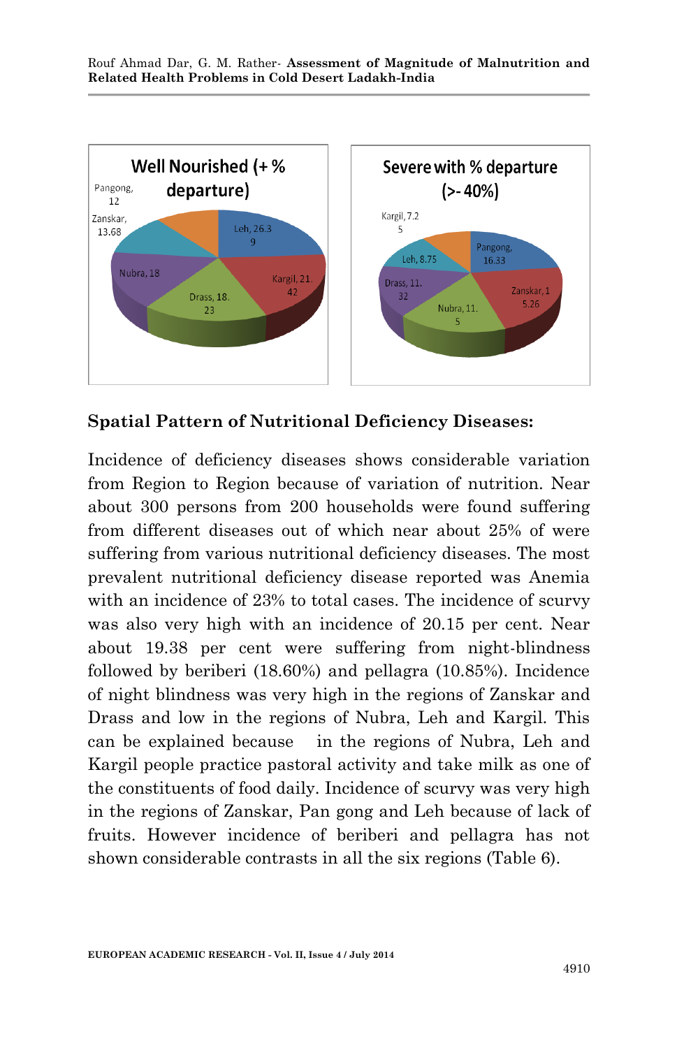Well Nourished (+ % departure)

Pangong, 12; Zanskar, 13.68; Leh, 26.39; Kargil, 21.42; Nubra, 18; Drass, 18.23

Severe with % departure (>- 40%)

Kargil, 7.25; Leh, 8.75; Pangong, 16.33; Drass, 11.32; Zanskar, 15.26; Nubra, 11.5

## Spatial Pattern of Nutritional Deficiency Diseases:

Incidence of deficiency diseases shows considerable variation from Region to Region because of variation of nutrition. Near about 300 persons from 200 households were found suffering from different diseases out of which near about 25% of were suffering from various nutritional deficiency diseases. The most prevalent nutritional deficiency disease reported was Anemia with an incidence of 23% to total cases. The incidence of scurvy was also very high with an incidence of 20.15 per cent. Near about 19.38 per cent were suffering from night-blindness followed by beriberi (18.60%) and pellagra (10.85%). Incidence of night blindness was very high in the regions of Zanskar and Drass and low in the regions of Nubra, Leh and Kargil. This can be explained because in the regions of Nubra, Leh and Kargil people practice pastoral activity and take milk as one of the constituents of food daily. Incidence of scurvy was very high in the regions of Zanskar, Pan gong and Leh because of lack of fruits. However incidence of beriberi and pellagra has not shown considerable contrasts in all the six regions (Table 6).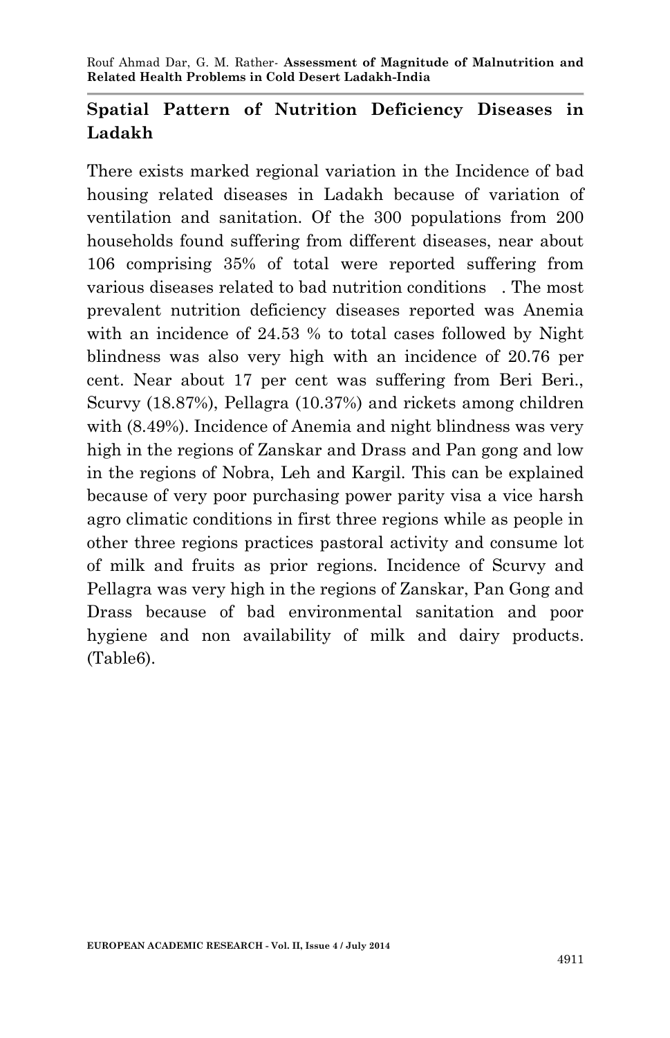## Spatial Pattern of Nutrition Deficiency Diseases in Ladakh

There exists marked regional variation in the Incidence of bad housing related diseases in Ladakh because of variation of ventilation and sanitation. Of the 300 populations from 200 households found suffering from different diseases, near about 106 comprising 35% of total were reported suffering from various diseases related to bad nutrition conditions . The most prevalent nutrition deficiency diseases reported was Anemia with an incidence of 24.53 % to total cases followed by Night blindness was also very high with an incidence of 20.76 per cent. Near about 17 per cent was suffering from Beri Beri., Scurvy (18.87%), Pellagra (10.37%) and rickets among children with (8.49%). Incidence of Anemia and night blindness was very high in the regions of Zanskar and Drass and Pan gong and low in the regions of Nobra, Leh and Kargil. This can be explained because of very poor purchasing power parity visa a vice harsh agro climatic conditions in first three regions while as people in other three regions practices pastoral activity and consume lot of milk and fruits as prior regions. Incidence of Scurvy and Pellagra was very high in the regions of Zanskar, Pan Gong and Drass because of bad environmental sanitation and poor hygiene and non availability of milk and dairy products. (Table6).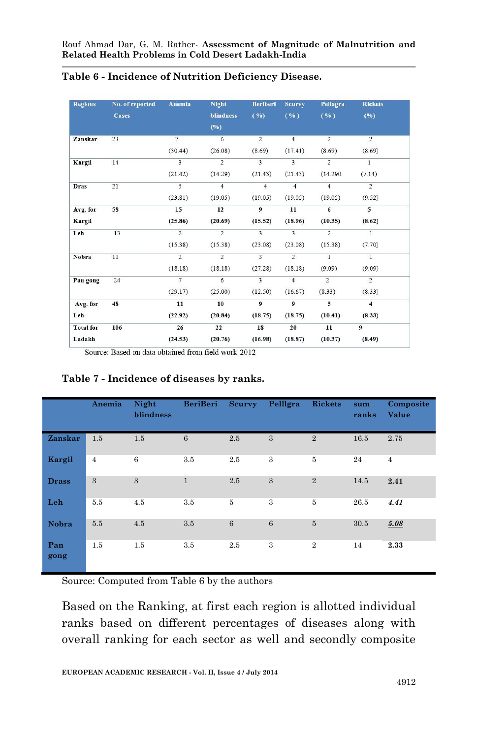**Table 6 - Incidence of Nutrition Deficiency Disease.**

| Regions | No. of reported Cases | Anemia | Night blindness (%) | Beriberi ( %) | Scurvy ( % ) | Pellagra ( % ) | Rickets (%) |
|---|---|---|---|---|---|---|---|
| **Zanskar** | 23 | 7 (30.44) | 6 (26.08) | 2 (8.69) | 4 (17.41) | 2 (8.69) | 2 (8.69) |
| **Kargil** | 14 | 3 (21.42) | 2 (14.29) | 3 (21.43) | 3 (21.43) | 2 (14.290 | 1 (7.14) |
| **Dras** | 21 | 5 (23.81) | 4 (19.05) | 4 (19.05) | 4 (19.05) | 4 (19.05) | 2 (9.52) |
| **Avg. for Kargil** | **58** | **15 (25.86)** | **12 (20.69)** | **9 (15.52)** | **11 (18.96)** | **6 (10.35)** | **5 (8.62)** |
| **Leh** | 13 | 2 (15.38) | 2 (15.38) | 3 (23.08) | 3 (23.08) | 2 (15.38) | 1 (7.70) |
| **Nobra** | 11 | 2 (18.18) | 2 (18.18) | 3 (27.28) | 2 (18.18) | 1 (9.09) | 1 (9.09) |
| **Pan gong** | 24 | 7 (29.17) | 6 (25.00) | 3 (12.50) | 4 (16.67) | 2 (8.33) | 2 (8.33) |
| **Avg. for Leh** | **48** | **11 (22.92)** | **10 (20.84)** | **9 (18.75)** | **9 (18.75)** | **5 (10.41)** | **4 (8.33)** |
| **Total for Ladakh** | **106** | **26 (24.53)** | **22 (20.76)** | **18 (16.98)** | **20 (18.87)** | **11 (10.37)** | **9 (8.49)** |

Source: Based on data obtained from field work-2012

**Table 7 - Incidence of diseases by ranks.**

| | Anemia | Night blindness | BeriBeri | Scurvy | Pelllgra | Rickets | sum ranks | Composite Value |
|---|---|---|---|---|---|---|---|---|
| **Zanskar** | 1.5 | 1.5 | 6 | 2.5 | 3 | 2 | 16.5 | 2.75 |
| **Kargil** | 4 | 6 | 3.5 | 2.5 | 3 | 5 | 24 | 4 |
| **Drass** | 3 | 3 | 1 | 2.5 | 3 | 2 | 14.5 | **2.41** |
| **Leh** | 5.5 | 4.5 | 3.5 | 5 | 3 | 5 | 26.5 | ***4.41*** |
| **Nobra** | 5.5 | 4.5 | 3.5 | 6 | 6 | 5 | 30.5 | ***5.08*** |
| **Pan gong** | 1.5 | 1.5 | 3.5 | 2.5 | 3 | 2 | 14 | **2.33** |

Source: Computed from Table 6 by the authors

Based on the Ranking, at first each region is allotted individual ranks based on different percentages of diseases along with overall ranking for each sector as well and secondly composite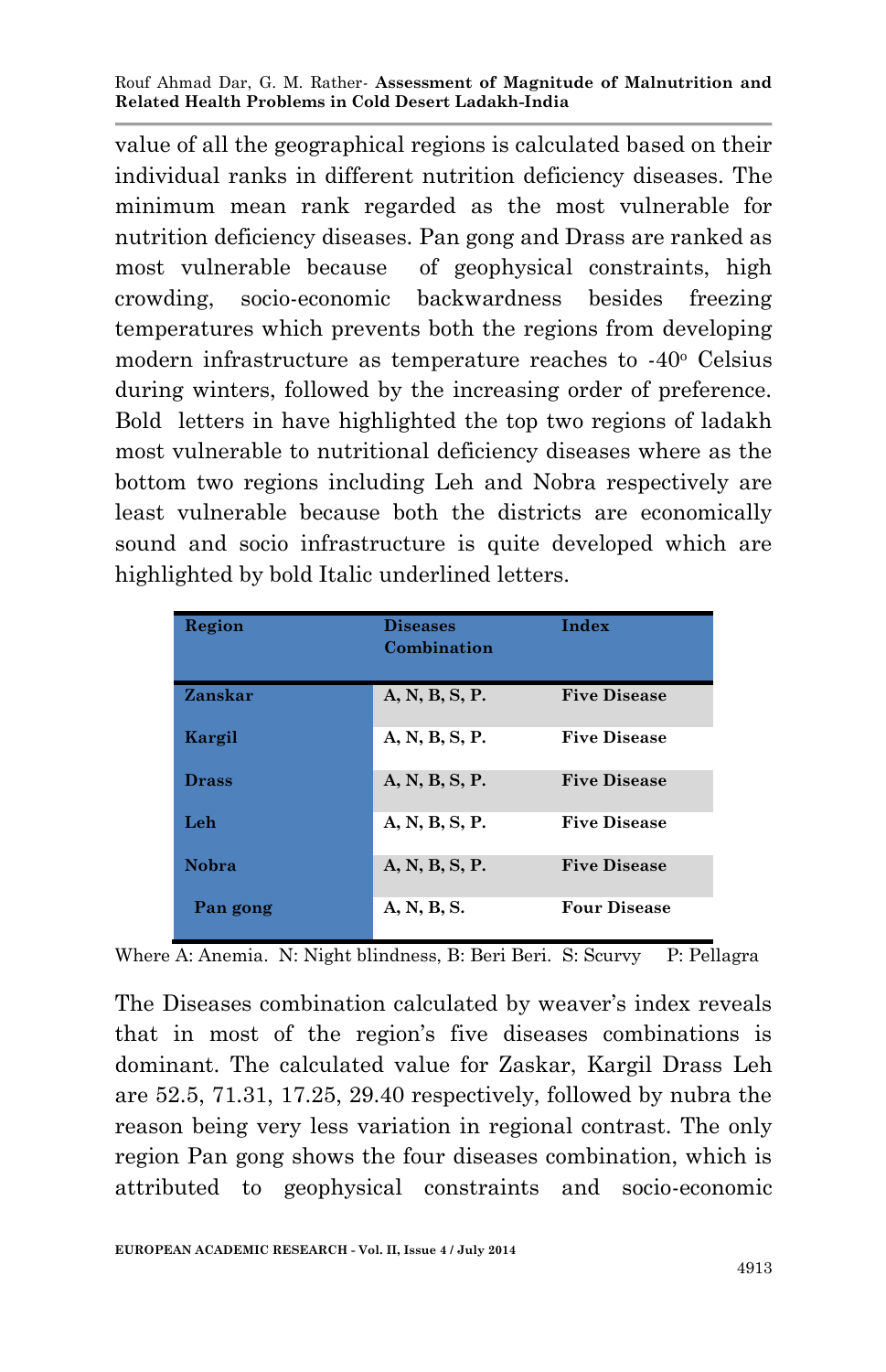value of all the geographical regions is calculated based on their individual ranks in different nutrition deficiency diseases. The minimum mean rank regarded as the most vulnerable for nutrition deficiency diseases. Pan gong and Drass are ranked as most vulnerable because of geophysical constraints, high crowding, socio-economic backwardness besides freezing temperatures which prevents both the regions from developing modern infrastructure as temperature reaches to -40° Celsius during winters, followed by the increasing order of preference. Bold letters in have highlighted the top two regions of ladakh most vulnerable to nutritional deficiency diseases where as the bottom two regions including Leh and Nobra respectively are least vulnerable because both the districts are economically sound and socio infrastructure is quite developed which are highlighted by bold Italic underlined letters.

| Region | Diseases Combination | Index |
|---|---|---|
| **Zanskar** | **A, N, B, S, P.** | **Five Disease** |
| **Kargil** | **A, N, B, S, P.** | **Five Disease** |
| **Drass** | **A, N, B, S, P.** | **Five Disease** |
| **Leh** | **A, N, B, S, P.** | **Five Disease** |
| **Nobra** | **A, N, B, S, P.** | **Five Disease** |
| **Pan gong** | **A, N, B, S.** | **Four Disease** |

Where A: Anemia. N: Night blindness, B: Beri Beri. S: Scurvy P: Pellagra

The Diseases combination calculated by weaver's index reveals that in most of the region's five diseases combinations is dominant. The calculated value for Zaskar, Kargil Drass Leh are 52.5, 71.31, 17.25, 29.40 respectively, followed by nubra the reason being very less variation in regional contrast. The only region Pan gong shows the four diseases combination, which is attributed to geophysical constraints and socio-economic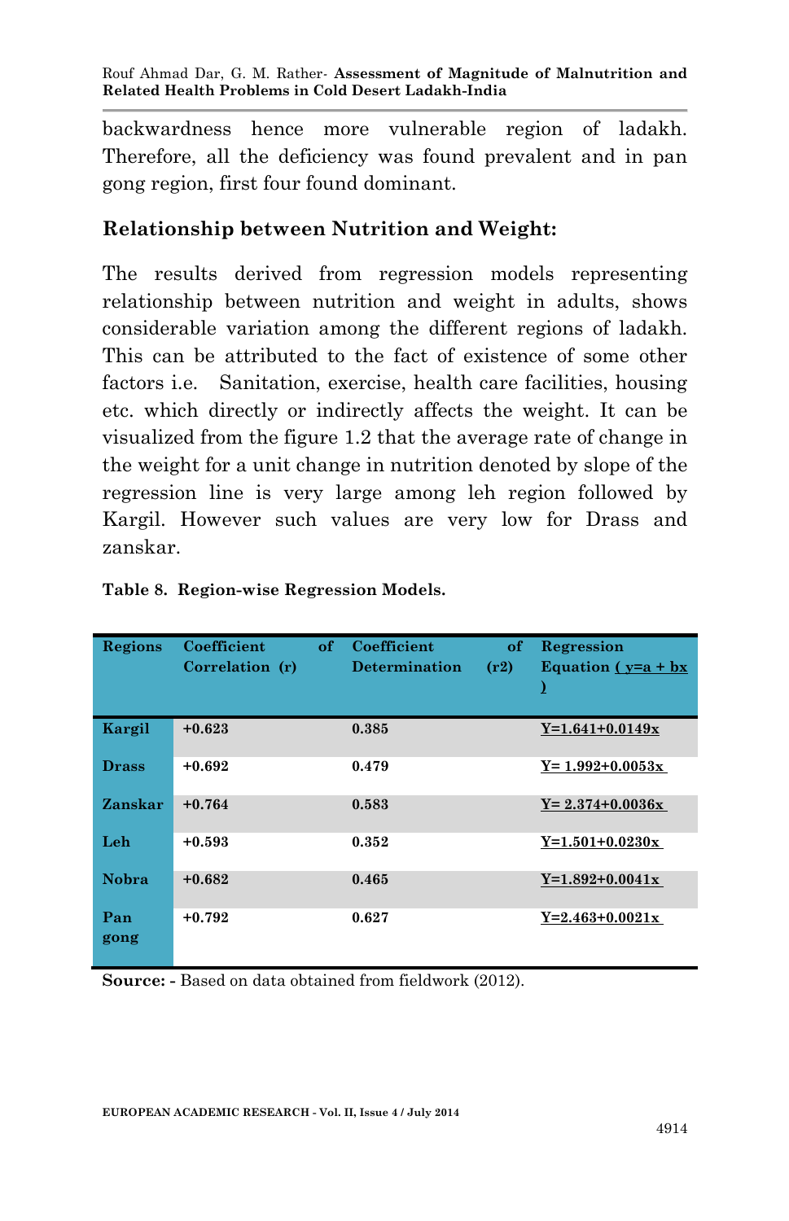backwardness hence more vulnerable region of ladakh. Therefore, all the deficiency was found prevalent and in pan gong region, first four found dominant.

## Relationship between Nutrition and Weight:

The results derived from regression models representing relationship between nutrition and weight in adults, shows considerable variation among the different regions of ladakh. This can be attributed to the fact of existence of some other factors i.e. Sanitation, exercise, health care facilities, housing etc. which directly or indirectly affects the weight. It can be visualized from the figure 1.2 that the average rate of change in the weight for a unit change in nutrition denoted by slope of the regression line is very large among leh region followed by Kargil. However such values are very low for Drass and zanskar.

**Table 8. Region-wise Regression Models.**

| Regions | Coefficient of Correlation (r) | Coefficient of Determination (r2) | Regression Equation ( y=a + bx ) |
|---|---|---|---|
| **Kargil** | +0.623 | 0.385 | $Y=1.641+0.0149x$ |
| **Drass** | +0.692 | 0.479 | $Y= 1.992+0.0053x$ |
| **Zanskar** | +0.764 | 0.583 | $Y= 2.374+0.0036x$ |
| **Leh** | +0.593 | 0.352 | $Y=1.501+0.0230x$ |
| **Nobra** | +0.682 | 0.465 | $Y=1.892+0.0041x$ |
| **Pan gong** | +0.792 | 0.627 | $Y=2.463+0.0021x$ |

**Source: -** Based on data obtained from fieldwork (2012).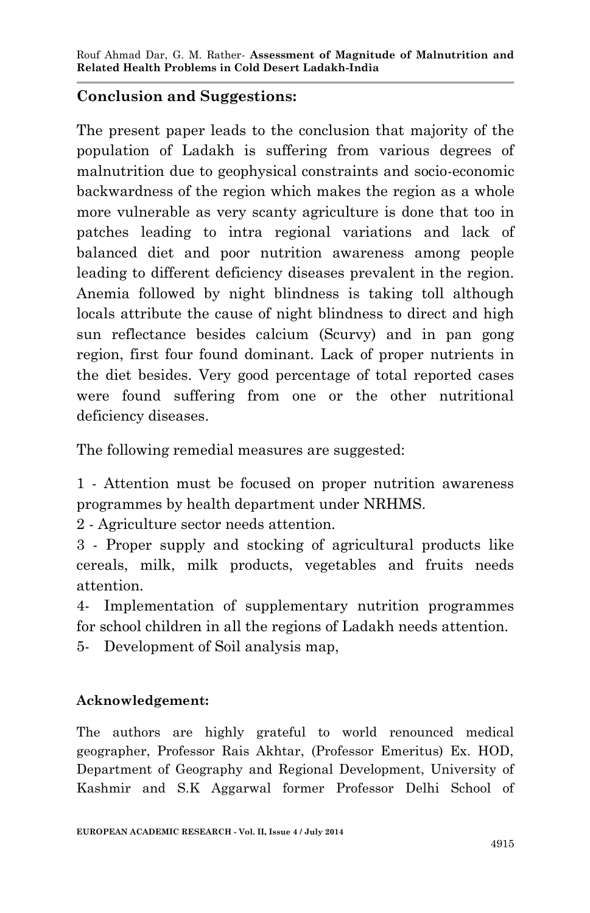## Conclusion and Suggestions:

The present paper leads to the conclusion that majority of the population of Ladakh is suffering from various degrees of malnutrition due to geophysical constraints and socio-economic backwardness of the region which makes the region as a whole more vulnerable as very scanty agriculture is done that too in patches leading to intra regional variations and lack of balanced diet and poor nutrition awareness among people leading to different deficiency diseases prevalent in the region. Anemia followed by night blindness is taking toll although locals attribute the cause of night blindness to direct and high sun reflectance besides calcium (Scurvy) and in pan gong region, first four found dominant. Lack of proper nutrients in the diet besides. Very good percentage of total reported cases were found suffering from one or the other nutritional deficiency diseases.

The following remedial measures are suggested:

1 - Attention must be focused on proper nutrition awareness programmes by health department under NRHMS.
2 - Agriculture sector needs attention.
3 - Proper supply and stocking of agricultural products like cereals, milk, milk products, vegetables and fruits needs attention.
4- Implementation of supplementary nutrition programmes for school children in all the regions of Ladakh needs attention.
5- Development of Soil analysis map,

### Acknowledgement:

The authors are highly grateful to world renounced medical geographer, Professor Rais Akhtar, (Professor Emeritus) Ex. HOD, Department of Geography and Regional Development, University of Kashmir and S.K Aggarwal former Professor Delhi School of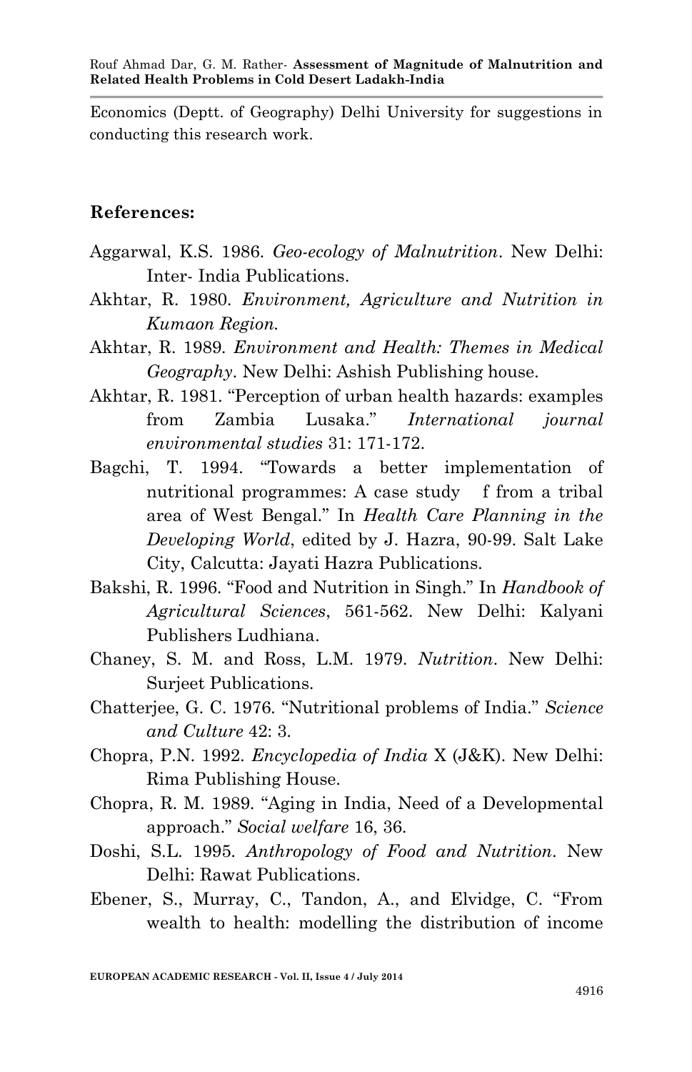Economics (Deptt. of Geography) Delhi University for suggestions in conducting this research work.

## References:

Aggarwal, K.S. 1986. *Geo-ecology of Malnutrition*. New Delhi: Inter- India Publications.

Akhtar, R. 1980. *Environment, Agriculture and Nutrition in Kumaon Region.*

Akhtar, R. 1989. *Environment and Health: Themes in Medical Geography*. New Delhi: Ashish Publishing house.

Akhtar, R. 1981. "Perception of urban health hazards: examples from Zambia Lusaka." *International journal environmental studies* 31: 171-172.

Bagchi, T. 1994. "Towards a better implementation of nutritional programmes: A case study f from a tribal area of West Bengal." In *Health Care Planning in the Developing World*, edited by J. Hazra, 90-99. Salt Lake City, Calcutta: Jayati Hazra Publications.

Bakshi, R. 1996. "Food and Nutrition in Singh." In *Handbook of Agricultural Sciences*, 561-562. New Delhi: Kalyani Publishers Ludhiana.

Chaney, S. M. and Ross, L.M. 1979. *Nutrition*. New Delhi: Surjeet Publications.

Chatterjee, G. C. 1976. "Nutritional problems of India." *Science and Culture* 42: 3.

Chopra, P.N. 1992. *Encyclopedia of India* X (J&K). New Delhi: Rima Publishing House.

Chopra, R. M. 1989. "Aging in India, Need of a Developmental approach." *Social welfare* 16, 36.

Doshi, S.L. 1995. *Anthropology of Food and Nutrition*. New Delhi: Rawat Publications.

Ebener, S., Murray, C., Tandon, A., and Elvidge, C. "From wealth to health: modelling the distribution of income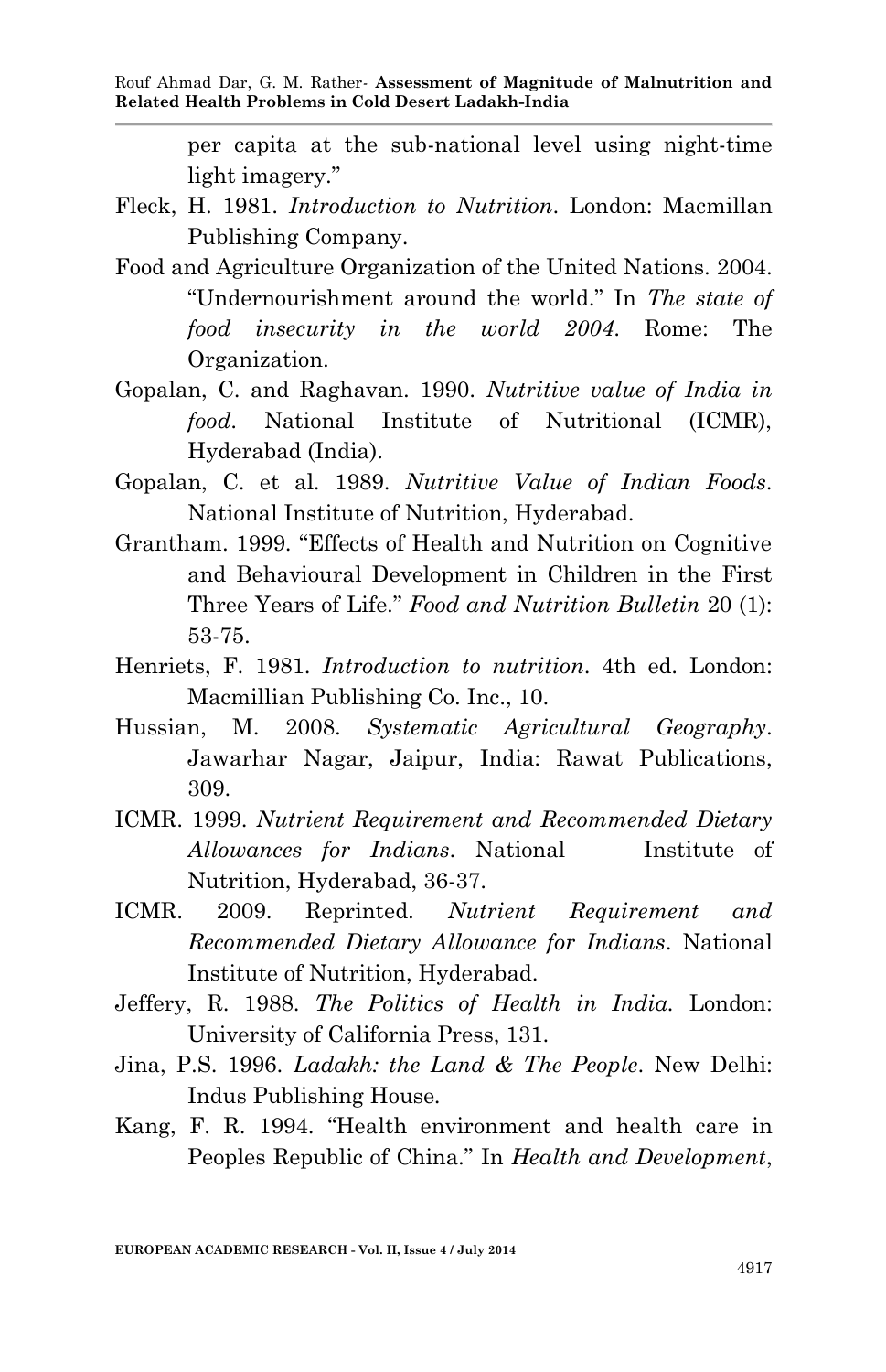per capita at the sub-national level using night-time light imagery."

Fleck, H. 1981. *Introduction to Nutrition*. London: Macmillan Publishing Company.

Food and Agriculture Organization of the United Nations. 2004. "Undernourishment around the world." In *The state of food insecurity in the world 2004*. Rome: The Organization.

Gopalan, C. and Raghavan. 1990. *Nutritive value of India in food*. National Institute of Nutritional (ICMR), Hyderabad (India).

Gopalan, C. et al. 1989. *Nutritive Value of Indian Foods*. National Institute of Nutrition, Hyderabad.

Grantham. 1999. "Effects of Health and Nutrition on Cognitive and Behavioural Development in Children in the First Three Years of Life." *Food and Nutrition Bulletin* 20 (1): 53-75.

Henriets, F. 1981. *Introduction to nutrition*. 4th ed. London: Macmillian Publishing Co. Inc., 10.

Hussian, M. 2008. *Systematic Agricultural Geography*. Jawarhar Nagar, Jaipur, India: Rawat Publications, 309.

ICMR. 1999. *Nutrient Requirement and Recommended Dietary Allowances for Indians*. National Institute of Nutrition, Hyderabad, 36-37.

ICMR. 2009. Reprinted. *Nutrient Requirement and Recommended Dietary Allowance for Indians*. National Institute of Nutrition, Hyderabad.

Jeffery, R. 1988. *The Politics of Health in India.* London: University of California Press, 131.

Jina, P.S. 1996. *Ladakh: the Land & The People*. New Delhi: Indus Publishing House.

Kang, F. R. 1994. "Health environment and health care in Peoples Republic of China." In *Health and Development*,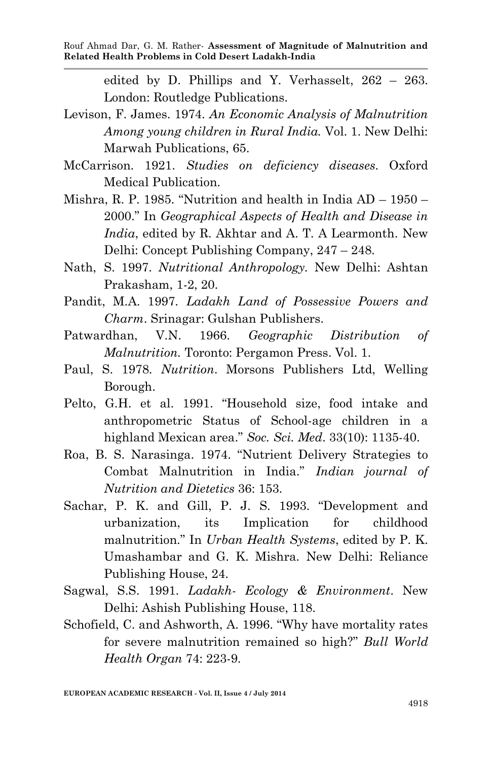edited by D. Phillips and Y. Verhasselt, 262 – 263. London: Routledge Publications.

Levison, F. James. 1974. *An Economic Analysis of Malnutrition Among young children in Rural India.* Vol. 1. New Delhi: Marwah Publications, 65.

McCarrison. 1921. *Studies on deficiency diseases*. Oxford Medical Publication.

Mishra, R. P. 1985. "Nutrition and health in India AD – 1950 – 2000." In *Geographical Aspects of Health and Disease in India*, edited by R. Akhtar and A. T. A Learmonth. New Delhi: Concept Publishing Company, 247 – 248.

Nath, S. 1997. *Nutritional Anthropology.* New Delhi: Ashtan Prakasham, 1-2, 20.

Pandit, M.A. 1997. *Ladakh Land of Possessive Powers and Charm*. Srinagar: Gulshan Publishers.

Patwardhan, V.N. 1966. *Geographic Distribution of Malnutrition.* Toronto: Pergamon Press. Vol. 1.

Paul, S. 1978. *Nutrition*. Morsons Publishers Ltd, Welling Borough.

Pelto, G.H. et al. 1991. "Household size, food intake and anthropometric Status of School-age children in a highland Mexican area." *Soc. Sci. Med*. 33(10): 1135-40.

Roa, B. S. Narasinga. 1974. "Nutrient Delivery Strategies to Combat Malnutrition in India." *Indian journal of Nutrition and Dietetics* 36: 153.

Sachar, P. K. and Gill, P. J. S. 1993. "Development and urbanization, its Implication for childhood malnutrition." In *Urban Health Systems*, edited by P. K. Umashambar and G. K. Mishra. New Delhi: Reliance Publishing House, 24.

Sagwal, S.S. 1991. *Ladakh- Ecology & Environment*. New Delhi: Ashish Publishing House, 118.

Schofield, C. and Ashworth, A. 1996. "Why have mortality rates for severe malnutrition remained so high?" *Bull World Health Organ* 74: 223-9.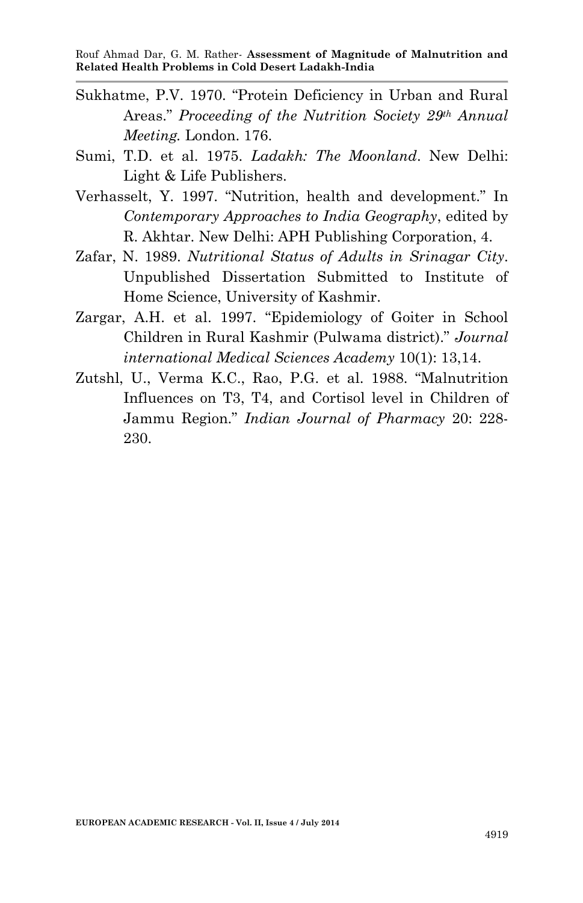Sukhatme, P.V. 1970. "Protein Deficiency in Urban and Rural Areas." *Proceeding of the Nutrition Society 29th Annual Meeting*. London. 176.

Sumi, T.D. et al. 1975. *Ladakh: The Moonland*. New Delhi: Light & Life Publishers.

Verhasselt, Y. 1997. "Nutrition, health and development." In *Contemporary Approaches to India Geography*, edited by R. Akhtar. New Delhi: APH Publishing Corporation, 4.

Zafar, N. 1989. *Nutritional Status of Adults in Srinagar City*. Unpublished Dissertation Submitted to Institute of Home Science, University of Kashmir.

Zargar, A.H. et al. 1997. "Epidemiology of Goiter in School Children in Rural Kashmir (Pulwama district)." *Journal international Medical Sciences Academy* 10(1): 13,14.

Zutshl, U., Verma K.C., Rao, P.G. et al. 1988. "Malnutrition Influences on T3, T4, and Cortisol level in Children of Jammu Region." *Indian Journal of Pharmacy* 20: 228-230.